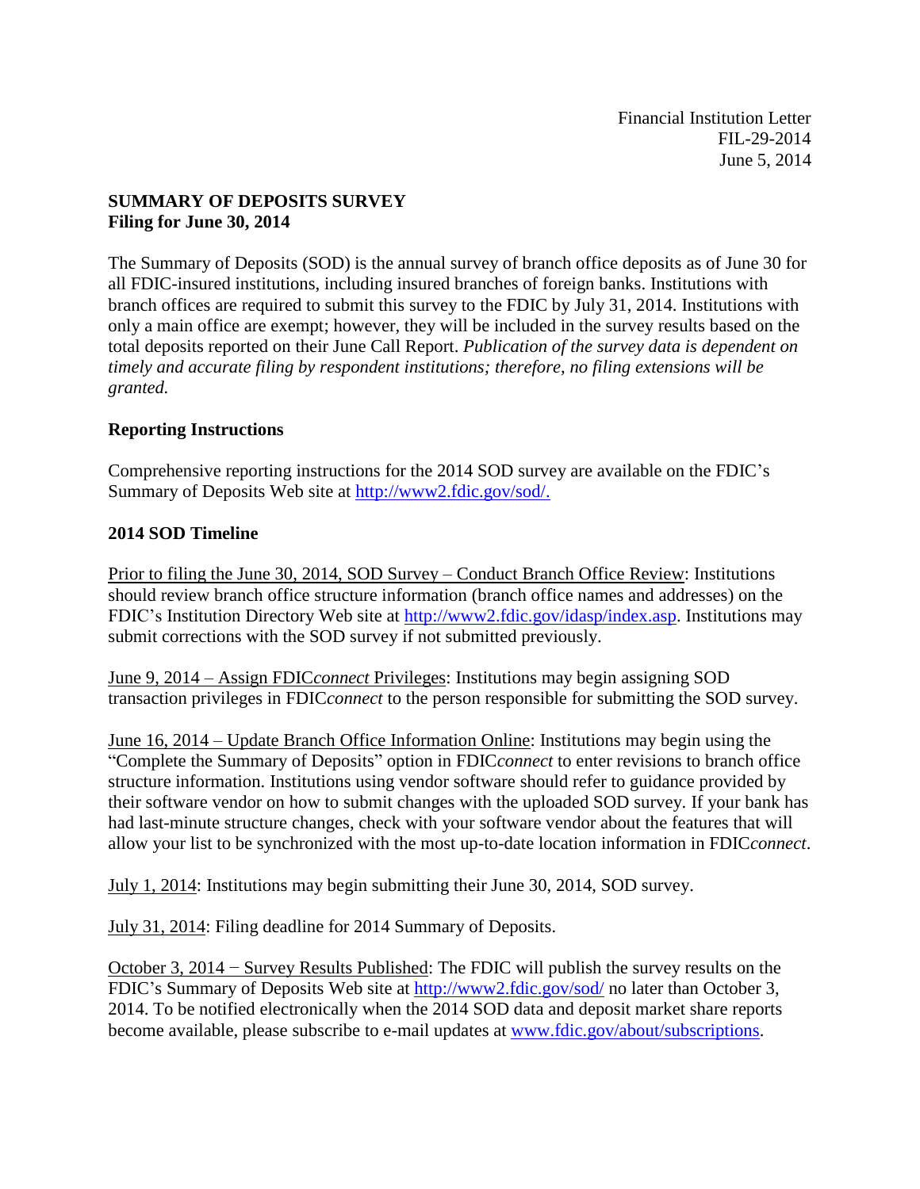Financial Institution Letter
FIL-29-2014
June 5, 2014

**SUMMARY OF DEPOSITS SURVEY**
**Filing for June 30, 2014**

The Summary of Deposits (SOD) is the annual survey of branch office deposits as of June 30 for all FDIC-insured institutions, including insured branches of foreign banks. Institutions with branch offices are required to submit this survey to the FDIC by July 31, 2014. Institutions with only a main office are exempt; however, they will be included in the survey results based on the total deposits reported on their June Call Report. *Publication of the survey data is dependent on timely and accurate filing by respondent institutions; therefore, no filing extensions will be granted.*

**Reporting Instructions**

Comprehensive reporting instructions for the 2014 SOD survey are available on the FDIC's Summary of Deposits Web site at http://www2.fdic.gov/sod/.

**2014 SOD Timeline**

Prior to filing the June 30, 2014, SOD Survey – Conduct Branch Office Review: Institutions should review branch office structure information (branch office names and addresses) on the FDIC's Institution Directory Web site at http://www2.fdic.gov/idasp/index.asp. Institutions may submit corrections with the SOD survey if not submitted previously.

June 9, 2014 – Assign FDIC*connect* Privileges: Institutions may begin assigning SOD transaction privileges in FDIC*connect* to the person responsible for submitting the SOD survey.

June 16, 2014 – Update Branch Office Information Online: Institutions may begin using the "Complete the Summary of Deposits" option in FDIC*connect* to enter revisions to branch office structure information. Institutions using vendor software should refer to guidance provided by their software vendor on how to submit changes with the uploaded SOD survey. If your bank has had last-minute structure changes, check with your software vendor about the features that will allow your list to be synchronized with the most up-to-date location information in FDIC*connect*.

July 1, 2014: Institutions may begin submitting their June 30, 2014, SOD survey.

July 31, 2014: Filing deadline for 2014 Summary of Deposits.

October 3, 2014 − Survey Results Published: The FDIC will publish the survey results on the FDIC's Summary of Deposits Web site at http://www2.fdic.gov/sod/ no later than October 3, 2014. To be notified electronically when the 2014 SOD data and deposit market share reports become available, please subscribe to e-mail updates at www.fdic.gov/about/subscriptions.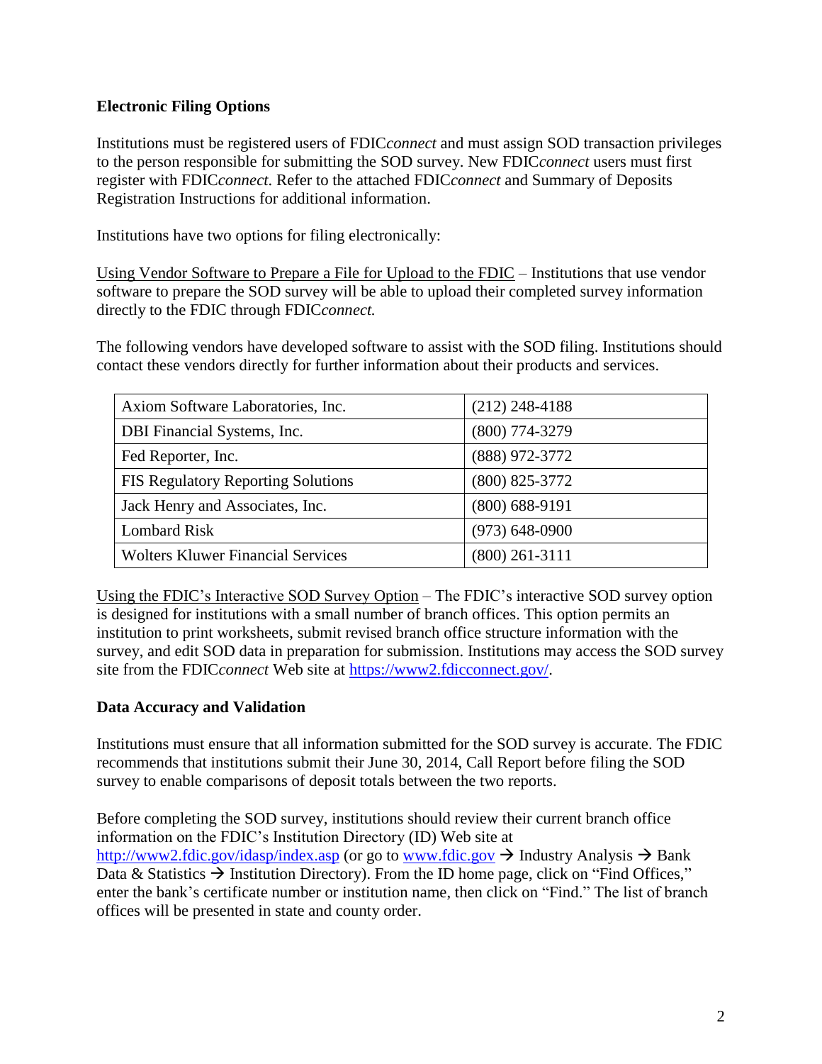**Electronic Filing Options**

Institutions must be registered users of FDIC*connect* and must assign SOD transaction privileges to the person responsible for submitting the SOD survey. New FDIC*connect* users must first register with FDIC*connect*. Refer to the attached FDIC*connect* and Summary of Deposits Registration Instructions for additional information.

Institutions have two options for filing electronically:

Using Vendor Software to Prepare a File for Upload to the FDIC – Institutions that use vendor software to prepare the SOD survey will be able to upload their completed survey information directly to the FDIC through FDIC*connect.*

The following vendors have developed software to assist with the SOD filing. Institutions should contact these vendors directly for further information about their products and services.

| | |
|---|---|
| Axiom Software Laboratories, Inc. | (212) 248-4188 |
| DBI Financial Systems, Inc. | (800) 774-3279 |
| Fed Reporter, Inc. | (888) 972-3772 |
| FIS Regulatory Reporting Solutions | (800) 825-3772 |
| Jack Henry and Associates, Inc. | (800) 688-9191 |
| Lombard Risk | (973) 648-0900 |
| Wolters Kluwer Financial Services | (800) 261-3111 |

Using the FDIC's Interactive SOD Survey Option – The FDIC's interactive SOD survey option is designed for institutions with a small number of branch offices. This option permits an institution to print worksheets, submit revised branch office structure information with the survey, and edit SOD data in preparation for submission. Institutions may access the SOD survey site from the FDIC*connect* Web site at https://www2.fdicconnect.gov/.

**Data Accuracy and Validation**

Institutions must ensure that all information submitted for the SOD survey is accurate. The FDIC recommends that institutions submit their June 30, 2014, Call Report before filing the SOD survey to enable comparisons of deposit totals between the two reports.

Before completing the SOD survey, institutions should review their current branch office information on the FDIC's Institution Directory (ID) Web site at http://www2.fdic.gov/idasp/index.asp (or go to www.fdic.gov → Industry Analysis → Bank Data & Statistics → Institution Directory). From the ID home page, click on "Find Offices," enter the bank's certificate number or institution name, then click on "Find." The list of branch offices will be presented in state and county order.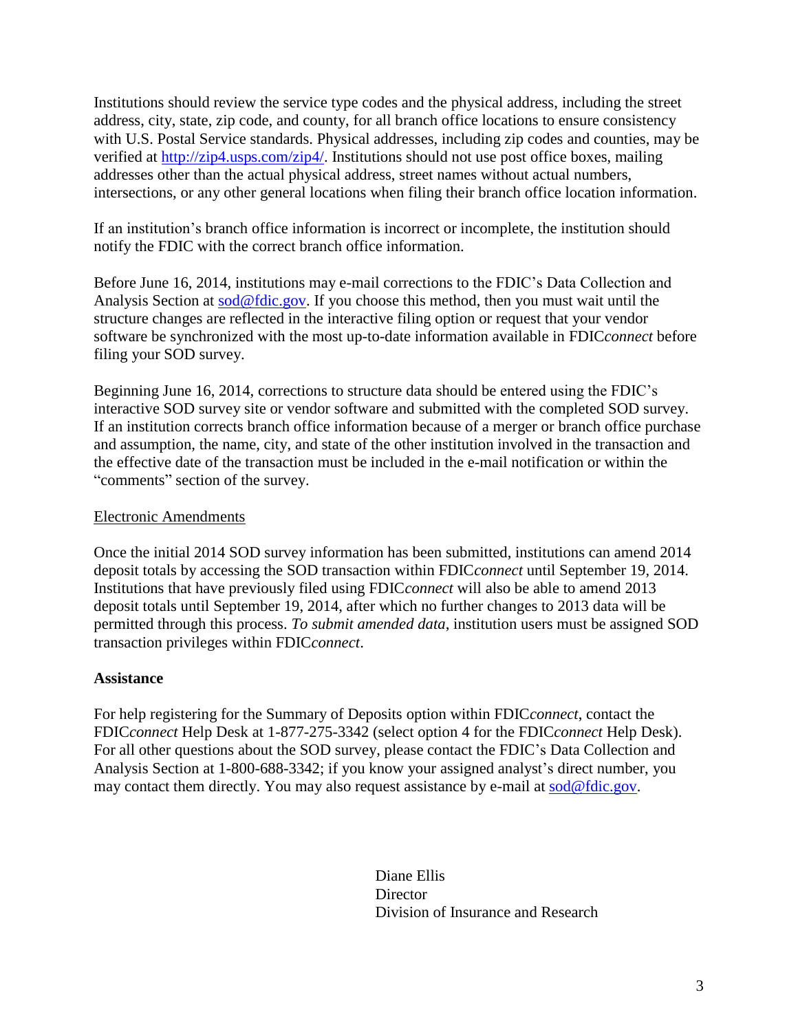Institutions should review the service type codes and the physical address, including the street address, city, state, zip code, and county, for all branch office locations to ensure consistency with U.S. Postal Service standards. Physical addresses, including zip codes and counties, may be verified at http://zip4.usps.com/zip4/. Institutions should not use post office boxes, mailing addresses other than the actual physical address, street names without actual numbers, intersections, or any other general locations when filing their branch office location information.

If an institution's branch office information is incorrect or incomplete, the institution should notify the FDIC with the correct branch office information.

Before June 16, 2014, institutions may e-mail corrections to the FDIC's Data Collection and Analysis Section at sod@fdic.gov. If you choose this method, then you must wait until the structure changes are reflected in the interactive filing option or request that your vendor software be synchronized with the most up-to-date information available in FDIC*connect* before filing your SOD survey.

Beginning June 16, 2014, corrections to structure data should be entered using the FDIC's interactive SOD survey site or vendor software and submitted with the completed SOD survey. If an institution corrects branch office information because of a merger or branch office purchase and assumption, the name, city, and state of the other institution involved in the transaction and the effective date of the transaction must be included in the e-mail notification or within the "comments" section of the survey.

<u>Electronic Amendments</u>

Once the initial 2014 SOD survey information has been submitted, institutions can amend 2014 deposit totals by accessing the SOD transaction within FDIC*connect* until September 19, 2014. Institutions that have previously filed using FDIC*connect* will also be able to amend 2013 deposit totals until September 19, 2014, after which no further changes to 2013 data will be permitted through this process. *To submit amended data*, institution users must be assigned SOD transaction privileges within FDIC*connect*.

**Assistance**

For help registering for the Summary of Deposits option within FDIC*connect*, contact the FDIC*connect* Help Desk at 1-877-275-3342 (select option 4 for the FDIC*connect* Help Desk). For all other questions about the SOD survey, please contact the FDIC's Data Collection and Analysis Section at 1-800-688-3342; if you know your assigned analyst's direct number, you may contact them directly. You may also request assistance by e-mail at sod@fdic.gov.

Diane Ellis  
Director  
Division of Insurance and Research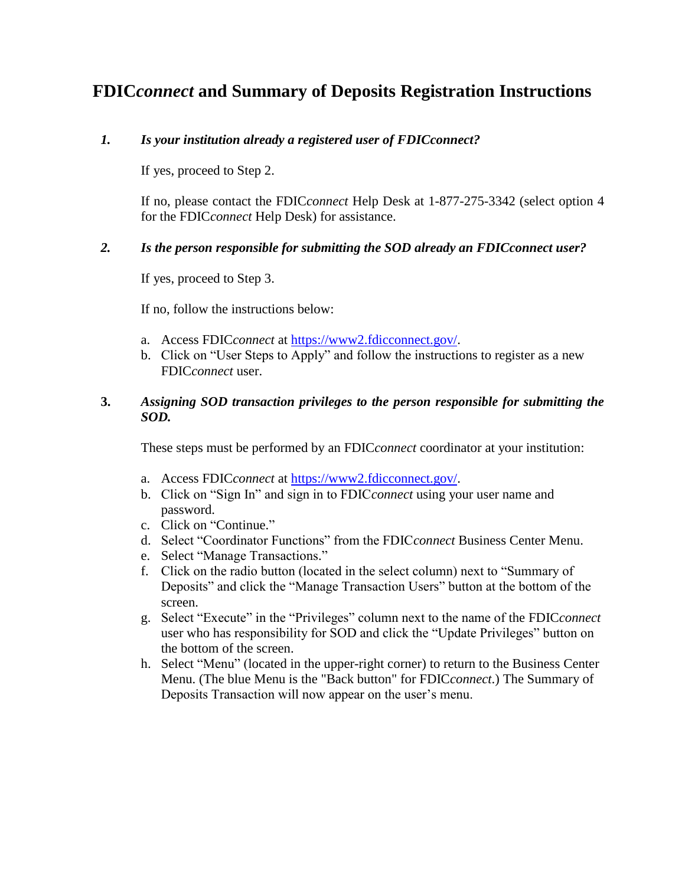# FDIC*connect* and Summary of Deposits Registration Instructions

1. ***Is your institution already a registered user of FDICconnect?***

   If yes, proceed to Step 2.

   If no, please contact the FDIC*connect* Help Desk at 1-877-275-3342 (select option 4 for the FDIC*connect* Help Desk) for assistance.

2. ***Is the person responsible for submitting the SOD already an FDICconnect user?***

   If yes, proceed to Step 3.

   If no, follow the instructions below:

   a. Access FDIC*connect* at [https://www2.fdicconnect.gov/](https://www2.fdicconnect.gov/).
   b. Click on "User Steps to Apply" and follow the instructions to register as a new FDIC*connect* user.

3. ***Assigning SOD transaction privileges to the person responsible for submitting the SOD.***

   These steps must be performed by an FDIC*connect* coordinator at your institution:

   a. Access FDIC*connect* at [https://www2.fdicconnect.gov/](https://www2.fdicconnect.gov/).
   b. Click on "Sign In" and sign in to FDIC*connect* using your user name and password.
   c. Click on "Continue."
   d. Select "Coordinator Functions" from the FDIC*connect* Business Center Menu.
   e. Select "Manage Transactions."
   f. Click on the radio button (located in the select column) next to "Summary of Deposits" and click the "Manage Transaction Users" button at the bottom of the screen.
   g. Select "Execute" in the "Privileges" column next to the name of the FDIC*connect* user who has responsibility for SOD and click the "Update Privileges" button on the bottom of the screen.
   h. Select "Menu" (located in the upper-right corner) to return to the Business Center Menu. (The blue Menu is the "Back button" for FDIC*connect*.) The Summary of Deposits Transaction will now appear on the user's menu.